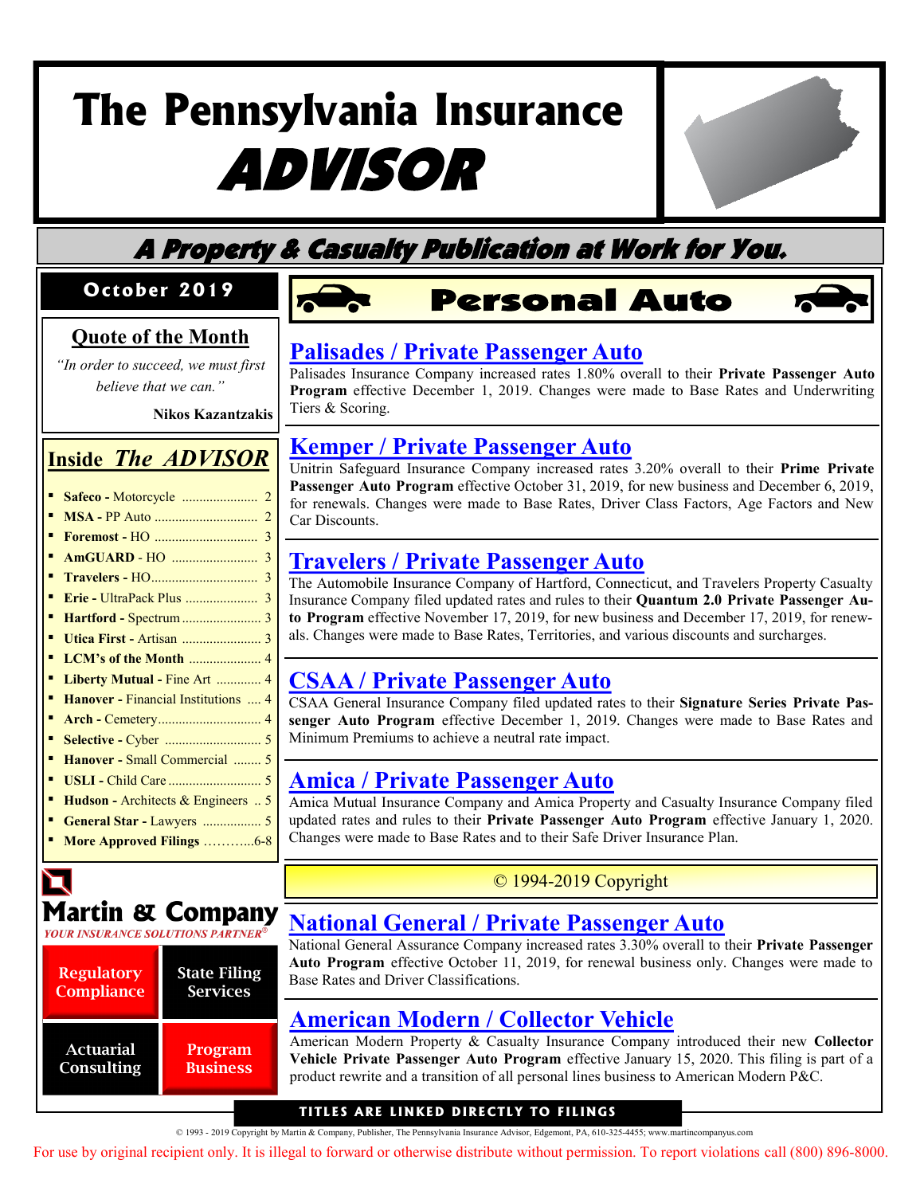# The Pennsylvania Insurance *ADVISOR*

***A Property & Casualty Publication at Work for You.***

**October 2019**

## Quote of the Month

*"In order to succeed, we must first believe that we can."*

**Nikos Kazantzakis**

## Inside *The ADVISOR*

- **Safeco -** Motorcycle ...................... 2
- **MSA -** PP Auto .............................. 2
- **Foremost -** HO .............................. 3
- **AmGUARD** - HO ......................... 3
- **Travelers -** HO.............................. 3
- **Erie -** UltraPack Plus ..................... 3
- **Hartford** - Spectrum....................... 3
- **Utica First -** Artisan ....................... 3
- **LCM's of the Month** ..................... 4
- **Liberty Mutual -** Fine Art ............. 4
- **Hanover -** Financial Institutions .... 4
- **Arch -** Cemetery.............................. 4
- **Selective -** Cyber ........................... 5
- **Hanover -** Small Commercial ........ 5
- **USLI -** Child Care ........................... 5
- **Hudson -** Architects & Engineers .. 5
- **General Star -** Lawyers ................. 5
- **More Approved Filings** ………...6-8

**Martin & Company**
*YOUR INSURANCE SOLUTIONS PARTNER®*

| Regulatory Compliance | State Filing Services |
|---|---|
| Actuarial Consulting | Program Business |

# Personal Auto

## Palisades / Private Passenger Auto

Palisades Insurance Company increased rates 1.80% overall to their **Private Passenger Auto Program** effective December 1, 2019. Changes were made to Base Rates and Underwriting Tiers & Scoring.

## Kemper / Private Passenger Auto

Unitrin Safeguard Insurance Company increased rates 3.20% overall to their **Prime Private Passenger Auto Program** effective October 31, 2019, for new business and December 6, 2019, for renewals. Changes were made to Base Rates, Driver Class Factors, Age Factors and New Car Discounts.

## Travelers / Private Passenger Auto

The Automobile Insurance Company of Hartford, Connecticut, and Travelers Property Casualty Insurance Company filed updated rates and rules to their **Quantum 2.0 Private Passenger Auto Program** effective November 17, 2019, for new business and December 17, 2019, for renewals. Changes were made to Base Rates, Territories, and various discounts and surcharges.

## CSAA / Private Passenger Auto

CSAA General Insurance Company filed updated rates to their **Signature Series Private Passenger Auto Program** effective December 1, 2019. Changes were made to Base Rates and Minimum Premiums to achieve a neutral rate impact.

## Amica / Private Passenger Auto

Amica Mutual Insurance Company and Amica Property and Casualty Insurance Company filed updated rates and rules to their **Private Passenger Auto Program** effective January 1, 2020. Changes were made to Base Rates and to their Safe Driver Insurance Plan.

© 1994-2019 Copyright

## National General / Private Passenger Auto

National General Assurance Company increased rates 3.30% overall to their **Private Passenger Auto Program** effective October 11, 2019, for renewal business only. Changes were made to Base Rates and Driver Classifications.

## American Modern / Collector Vehicle

American Modern Property & Casualty Insurance Company introduced their new **Collector Vehicle Private Passenger Auto Program** effective January 15, 2020. This filing is part of a product rewrite and a transition of all personal lines business to American Modern P&C.

**TITLES ARE LINKED DIRECTLY TO FILINGS**

© 1993 - 2019 Copyright by Martin & Company, Publisher, The Pennsylvania Insurance Advisor, Edgemont, PA, 610-325-4455; www.martincompanyus.com

For use by original recipient only. It is illegal to forward or otherwise distribute without permission. To report violations call (800) 896-8000.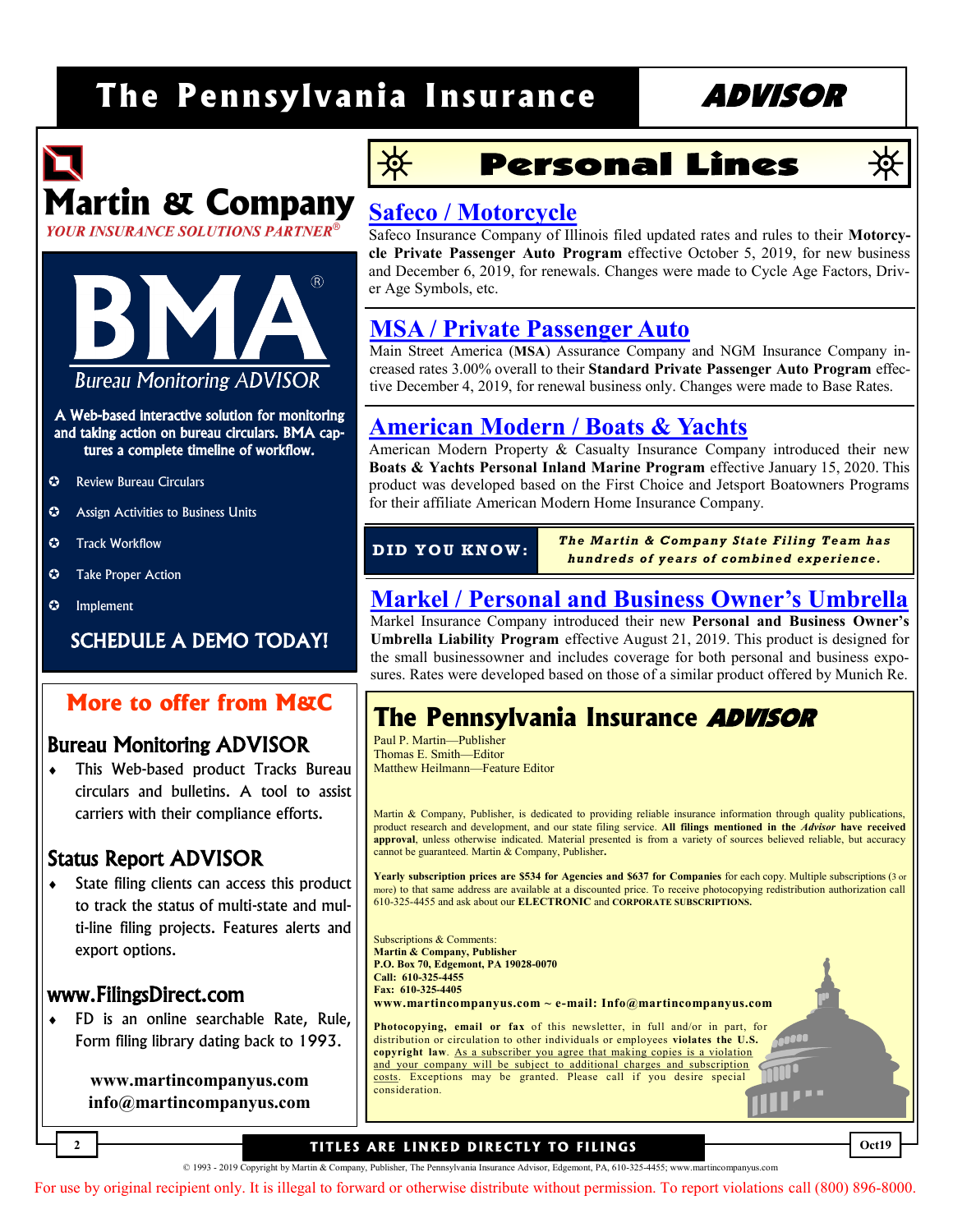# Personal Lines

## Safeco / Motorcycle

Safeco Insurance Company of Illinois filed updated rates and rules to their **Motorcycle Private Passenger Auto Program** effective October 5, 2019, for new business and December 6, 2019, for renewals. Changes were made to Cycle Age Factors, Driver Age Symbols, etc.

## MSA / Private Passenger Auto

Main Street America (**MSA**) Assurance Company and NGM Insurance Company increased rates 3.00% overall to their **Standard Private Passenger Auto Program** effective December 4, 2019, for renewal business only. Changes were made to Base Rates.

## American Modern / Boats & Yachts

American Modern Property & Casualty Insurance Company introduced their new **Boats & Yachts Personal Inland Marine Program** effective January 15, 2020. This product was developed based on the First Choice and Jetsport Boatowners Programs for their affiliate American Modern Home Insurance Company.

**DID YOU KNOW:** *The Martin & Company State Filing Team has hundreds of years of combined experience.*

## Markel / Personal and Business Owner's Umbrella

Markel Insurance Company introduced their new **Personal and Business Owner's Umbrella Liability Program** effective August 21, 2019. This product is designed for the small businessowner and includes coverage for both personal and business exposures. Rates were developed based on those of a similar product offered by Munich Re.

---

# Martin & Company

*YOUR INSURANCE SOLUTIONS PARTNER®*

## BMA® Bureau Monitoring ADVISOR

A Web-based interactive solution for monitoring and taking action on bureau circulars. BMA captures a complete timeline of workflow.

- Review Bureau Circulars
- Assign Activities to Business Units
- Track Workflow
- Take Proper Action
- Implement

**SCHEDULE A DEMO TODAY!**

## More to offer from M&C

### Bureau Monitoring ADVISOR

- This Web-based product Tracks Bureau circulars and bulletins. A tool to assist carriers with their compliance efforts.

### Status Report ADVISOR

- State filing clients can access this product to track the status of multi-state and multi-line filing projects. Features alerts and export options.

### www.FilingsDirect.com

- FD is an online searchable Rate, Rule, Form filing library dating back to 1993.

**www.martincompanyus.com**
**info@martincompanyus.com**

---

## The Pennsylvania Insurance *ADVISOR*

Paul P. Martin—Publisher
Thomas E. Smith—Editor
Matthew Heilmann—Feature Editor

Martin & Company, Publisher, is dedicated to providing reliable insurance information through quality publications, product research and development, and our state filing service. **All filings mentioned in the *Advisor* have received approval**, unless otherwise indicated. Material presented is from a variety of sources believed reliable, but accuracy cannot be guaranteed. Martin & Company, Publisher**.**

**Yearly subscription prices are $534 for Agencies and $637 for Companies** for each copy. Multiple subscriptions (3 or more) to that same address are available at a discounted price. To receive photocopying redistribution authorization call 610-325-4455 and ask about our **ELECTRONIC** and **CORPORATE SUBSCRIPTIONS.**

Subscriptions & Comments:
**Martin & Company, Publisher**
**P.O. Box 70, Edgemont, PA 19028-0070**
**Call: 610-325-4455**
**Fax: 610-325-4405**
**www.martincompanyus.com ~ e-mail: Info@martincompanyus.com**

**Photocopying, email or fax** of this newsletter, in full and/or in part, for distribution or circulation to other individuals or employees **violates the U.S. copyright law**. As a subscriber you agree that making copies is a violation and your company will be subject to additional charges and subscription costs. Exceptions may be granted. Please call if you desire special consideration.

TITLES ARE LINKED DIRECTLY TO FILINGS

© 1993 - 2019 Copyright by Martin & Company, Publisher, The Pennsylvania Insurance Advisor, Edgemont, PA, 610-325-4455; www.martincompanyus.com

For use by original recipient only. It is illegal to forward or otherwise distribute without permission. To report violations call (800) 896-8000.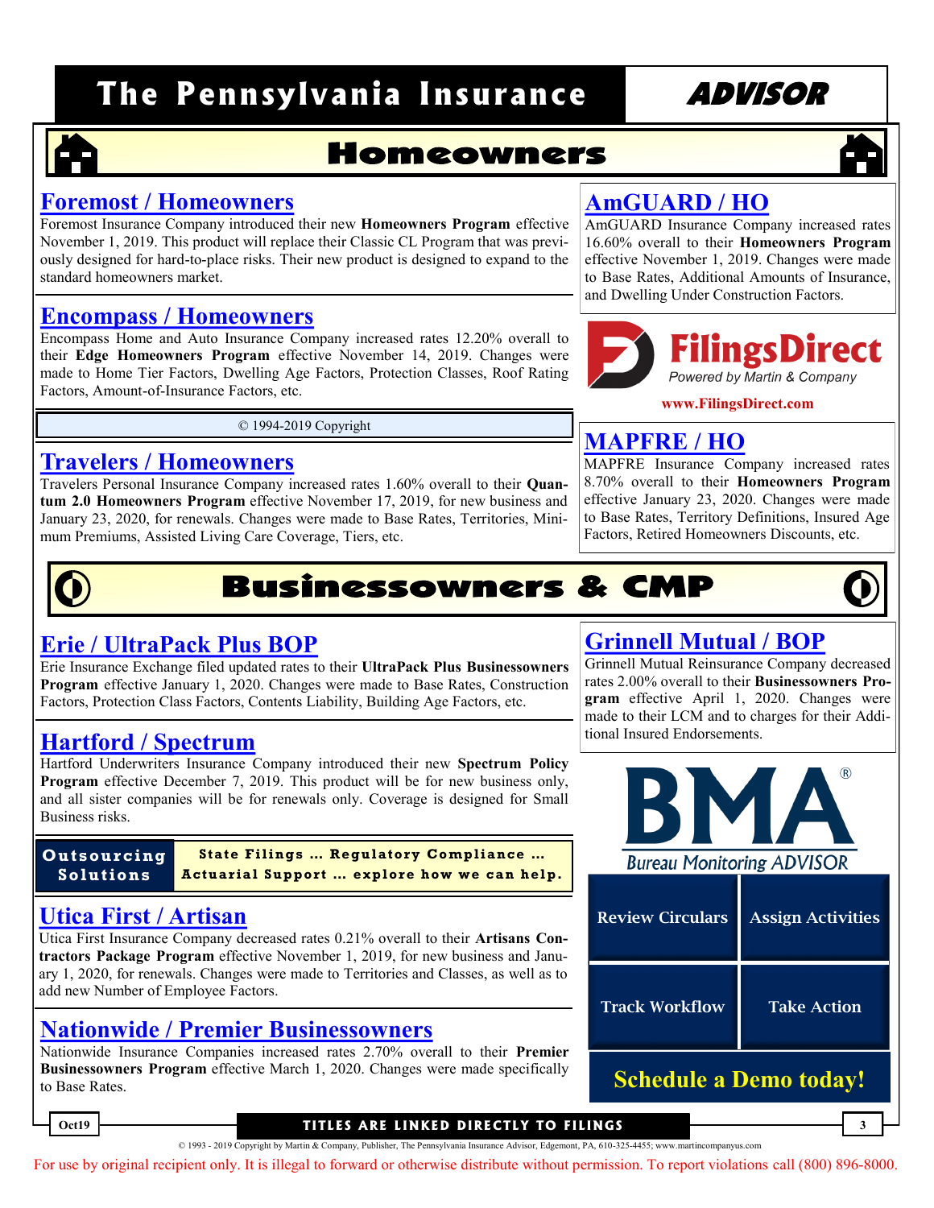## Homeowners

### Foremost / Homeowners

Foremost Insurance Company introduced their new **Homeowners Program** effective November 1, 2019. This product will replace their Classic CL Program that was previously designed for hard-to-place risks. Their new product is designed to expand to the standard homeowners market.

### Encompass / Homeowners

Encompass Home and Auto Insurance Company increased rates 12.20% overall to their **Edge Homeowners Program** effective November 14, 2019. Changes were made to Home Tier Factors, Dwelling Age Factors, Protection Classes, Roof Rating Factors, Amount-of-Insurance Factors, etc.

© 1994-2019 Copyright

### Travelers / Homeowners

Travelers Personal Insurance Company increased rates 1.60% overall to their **Quantum 2.0 Homeowners Program** effective November 17, 2019, for new business and January 23, 2020, for renewals. Changes were made to Base Rates, Territories, Minimum Premiums, Assisted Living Care Coverage, Tiers, etc.

### AmGUARD / HO

AmGUARD Insurance Company increased rates 16.60% overall to their **Homeowners Program** effective November 1, 2019. Changes were made to Base Rates, Additional Amounts of Insurance, and Dwelling Under Construction Factors.

FilingsDirect
Powered by Martin & Company
www.FilingsDirect.com

### MAPFRE / HO

MAPFRE Insurance Company increased rates 8.70% overall to their **Homeowners Program** effective January 23, 2020. Changes were made to Base Rates, Territory Definitions, Insured Age Factors, Retired Homeowners Discounts, etc.

## Businessowners & CMP

### Erie / UltraPack Plus BOP

Erie Insurance Exchange filed updated rates to their **UltraPack Plus Businessowners Program** effective January 1, 2020. Changes were made to Base Rates, Construction Factors, Protection Class Factors, Contents Liability, Building Age Factors, etc.

### Hartford / Spectrum

Hartford Underwriters Insurance Company introduced their new **Spectrum Policy Program** effective December 7, 2019. This product will be for new business only, and all sister companies will be for renewals only. Coverage is designed for Small Business risks.

**Outsourcing Solutions** — State Filings … Regulatory Compliance … Actuarial Support … explore how we can help.

### Utica First / Artisan

Utica First Insurance Company decreased rates 0.21% overall to their **Artisans Contractors Package Program** effective November 1, 2019, for new business and January 1, 2020, for renewals. Changes were made to Territories and Classes, as well as to add new Number of Employee Factors.

### Nationwide / Premier Businessowners

Nationwide Insurance Companies increased rates 2.70% overall to their **Premier Businessowners Program** effective March 1, 2020. Changes were made specifically to Base Rates.

### Grinnell Mutual / BOP

Grinnell Mutual Reinsurance Company decreased rates 2.00% overall to their **Businessowners Program** effective April 1, 2020. Changes were made to their LCM and to charges for their Additional Insured Endorsements.

BMA® Bureau Monitoring ADVISOR

Review Circulars | Assign Activities | Track Workflow | Take Action

**Schedule a Demo today!**

TITLES ARE LINKED DIRECTLY TO FILINGS

© 1993 - 2019 Copyright by Martin & Company, Publisher, The Pennsylvania Insurance Advisor, Edgemont, PA, 610-325-4455; www.martincompanyus.com

For use by original recipient only. It is illegal to forward or otherwise distribute without permission. To report violations call (800) 896-8000.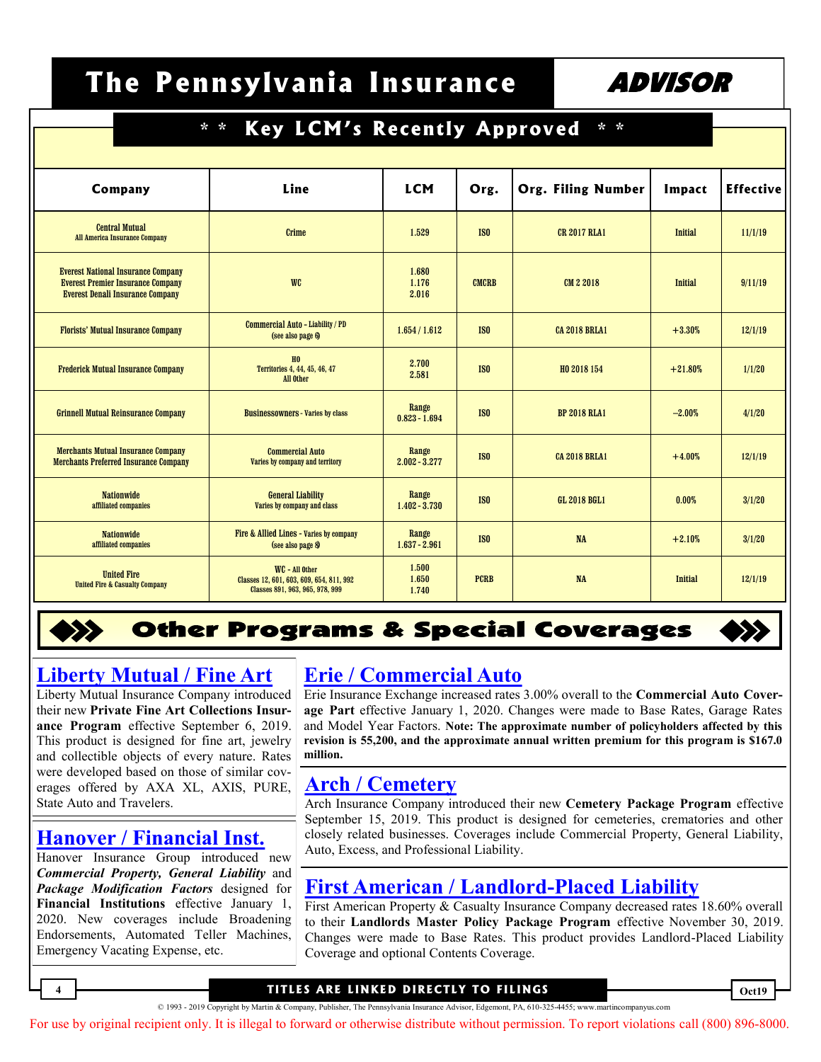# The Pennsylvania Insurance ADVISOR

## * * Key LCM's Recently Approved * *

| Company | Line | LCM | Org. | Org. Filing Number | Impact | Effective |
|---|---|---|---|---|---|---|
| Central Mutual<br>All America Insurance Company | Crime | 1.529 | ISO | CR 2017 RLA1 | Initial | 11/1/19 |
| Everest National Insurance Company<br>Everest Premier Insurance Company<br>Everest Denali Insurance Company | WC | 1.680<br>1.176<br>2.016 | CMCRB | CM 2 2018 | Initial | 9/11/19 |
| Florists' Mutual Insurance Company | Commercial Auto - Liability / PD<br>(see also page 6) | 1.654 / 1.612 | ISO | CA 2018 BRLA1 | +3.30% | 12/1/19 |
| Frederick Mutual Insurance Company | HO<br>Territories 4, 44, 45, 46, 47<br>All Other | 2.700<br>2.581 | ISO | HO 2018 154 | +21.80% | 1/1/20 |
| Grinnell Mutual Reinsurance Company | Businessowners - Varies by class | Range<br>0.823 - 1.694 | ISO | BP 2018 RLA1 | -2.00% | 4/1/20 |
| Merchants Mutual Insurance Company<br>Merchants Preferred Insurance Company | Commercial Auto<br>Varies by company and territory | Range<br>2.002 - 3.277 | ISO | CA 2018 BRLA1 | +4.00% | 12/1/19 |
| Nationwide<br>affiliated companies | General Liability<br>Varies by company and class | Range<br>1.402 - 3.730 | ISO | GL 2018 BGL1 | 0.00% | 3/1/20 |
| Nationwide<br>affiliated companies | Fire & Allied Lines - Varies by company<br>(see also page 8) | Range<br>1.637 - 2.961 | ISO | NA | +2.10% | 3/1/20 |
| United Fire<br>United Fire & Casualty Company | WC - All Other<br>Classes 12, 601, 603, 609, 654, 811, 992<br>Classes 891, 963, 965, 978, 999 | 1.500<br>1.650<br>1.740 | PCRB | NA | Initial | 12/1/19 |

## Other Programs & Special Coverages

### Liberty Mutual / Fine Art

Liberty Mutual Insurance Company introduced their new **Private Fine Art Collections Insurance Program** effective September 6, 2019. This product is designed for fine art, jewelry and collectible objects of every nature. Rates were developed based on those of similar coverages offered by AXA XL, AXIS, PURE, State Auto and Travelers.

### Hanover / Financial Inst.

Hanover Insurance Group introduced new ***Commercial Property, General Liability*** and ***Package Modification Factors*** designed for **Financial Institutions** effective January 1, 2020. New coverages include Broadening Endorsements, Automated Teller Machines, Emergency Vacating Expense, etc.

### Erie / Commercial Auto

Erie Insurance Exchange increased rates 3.00% overall to the **Commercial Auto Coverage Part** effective January 1, 2020. Changes were made to Base Rates, Garage Rates and Model Year Factors. **Note: The approximate number of policyholders affected by this revision is 55,200, and the approximate annual written premium for this program is $167.0 million.**

### Arch / Cemetery

Arch Insurance Company introduced their new **Cemetery Package Program** effective September 15, 2019. This product is designed for cemeteries, crematories and other closely related businesses. Coverages include Commercial Property, General Liability, Auto, Excess, and Professional Liability.

### First American / Landlord-Placed Liability

First American Property & Casualty Insurance Company decreased rates 18.60% overall to their **Landlords Master Policy Package Program** effective November 30, 2019. Changes were made to Base Rates. This product provides Landlord-Placed Liability Coverage and optional Contents Coverage.

TITLES ARE LINKED DIRECTLY TO FILINGS

© 1993 - 2019 Copyright by Martin & Company, Publisher, The Pennsylvania Insurance Advisor, Edgemont, PA, 610-325-4455; www.martincompanyus.com

For use by original recipient only. It is illegal to forward or otherwise distribute without permission. To report violations call (800) 896-8000.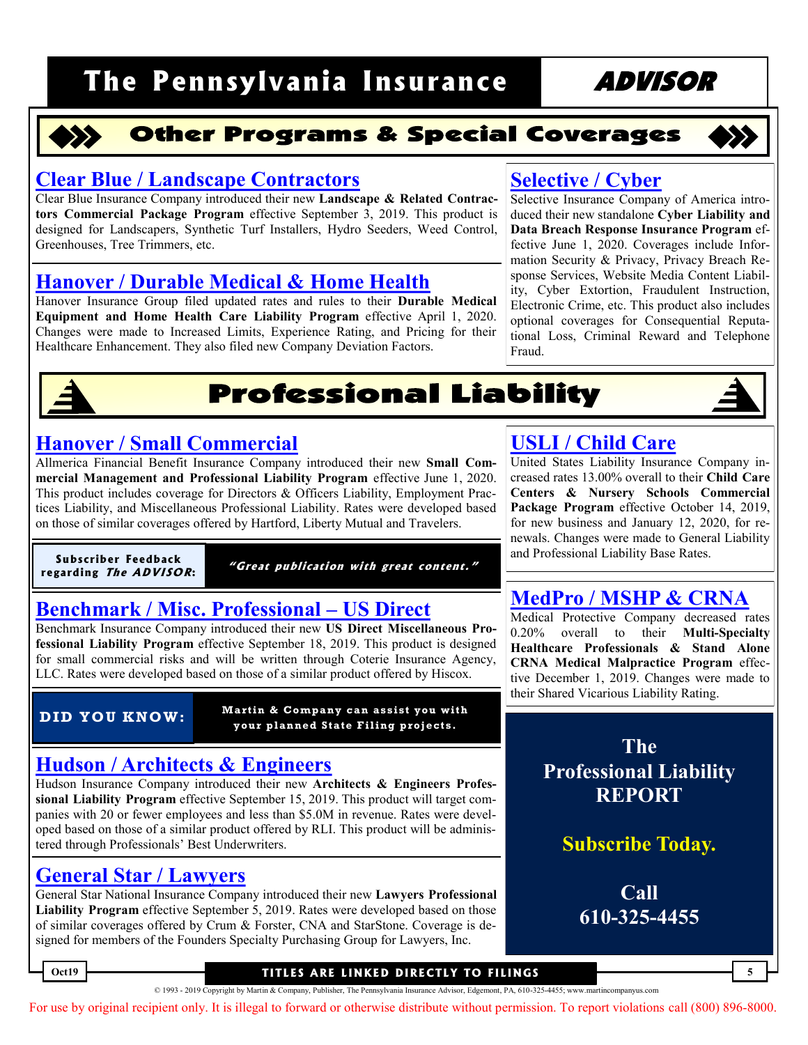# Other Programs & Special Coverages

## Clear Blue / Landscape Contractors

Clear Blue Insurance Company introduced their new **Landscape & Related Contractors Commercial Package Program** effective September 3, 2019. This product is designed for Landscapers, Synthetic Turf Installers, Hydro Seeders, Weed Control, Greenhouses, Tree Trimmers, etc.

## Hanover / Durable Medical & Home Health

Hanover Insurance Group filed updated rates and rules to their **Durable Medical Equipment and Home Health Care Liability Program** effective April 1, 2020. Changes were made to Increased Limits, Experience Rating, and Pricing for their Healthcare Enhancement. They also filed new Company Deviation Factors.

## Selective / Cyber

Selective Insurance Company of America introduced their new standalone **Cyber Liability and Data Breach Response Insurance Program** effective June 1, 2020. Coverages include Information Security & Privacy, Privacy Breach Response Services, Website Media Content Liability, Cyber Extortion, Fraudulent Instruction, Electronic Crime, etc. This product also includes optional coverages for Consequential Reputational Loss, Criminal Reward and Telephone Fraud.

# Professional Liability

## Hanover / Small Commercial

Allmerica Financial Benefit Insurance Company introduced their new **Small Commercial Management and Professional Liability Program** effective June 1, 2020. This product includes coverage for Directors & Officers Liability, Employment Practices Liability, and Miscellaneous Professional Liability. Rates were developed based on those of similar coverages offered by Hartford, Liberty Mutual and Travelers.

**Subscriber Feedback regarding *The ADVISOR*:** *"Great publication with great content."*

## Benchmark / Misc. Professional – US Direct

Benchmark Insurance Company introduced their new **US Direct Miscellaneous Professional Liability Program** effective September 18, 2019. This product is designed for small commercial risks and will be written through Coterie Insurance Agency, LLC. Rates were developed based on those of a similar product offered by Hiscox.

**DID YOU KNOW:** Martin & Company can assist you with your planned State Filing projects.

## Hudson / Architects & Engineers

Hudson Insurance Company introduced their new **Architects & Engineers Professional Liability Program** effective September 15, 2019. This product will target companies with 20 or fewer employees and less than $5.0M in revenue. Rates were developed based on those of a similar product offered by RLI. This product will be administered through Professionals' Best Underwriters.

## General Star / Lawyers

General Star National Insurance Company introduced their new **Lawyers Professional Liability Program** effective September 5, 2019. Rates were developed based on those of similar coverages offered by Crum & Forster, CNA and StarStone. Coverage is designed for members of the Founders Specialty Purchasing Group for Lawyers, Inc.

## USLI / Child Care

United States Liability Insurance Company increased rates 13.00% overall to their **Child Care Centers & Nursery Schools Commercial Package Program** effective October 14, 2019, for new business and January 12, 2020, for renewals. Changes were made to General Liability and Professional Liability Base Rates.

## MedPro / MSHP & CRNA

Medical Protective Company decreased rates 0.20% overall to their **Multi-Specialty Healthcare Professionals & Stand Alone CRNA Medical Malpractice Program** effective December 1, 2019. Changes were made to their Shared Vicarious Liability Rating.

**The Professional Liability REPORT**

**Subscribe Today.**

**Call 610-325-4455**

TITLES ARE LINKED DIRECTLY TO FILINGS

© 1993 - 2019 Copyright by Martin & Company, Publisher, The Pennsylvania Insurance Advisor, Edgemont, PA, 610-325-4455; www.martincompanyus.com

For use by original recipient only. It is illegal to forward or otherwise distribute without permission. To report violations call (800) 896-8000.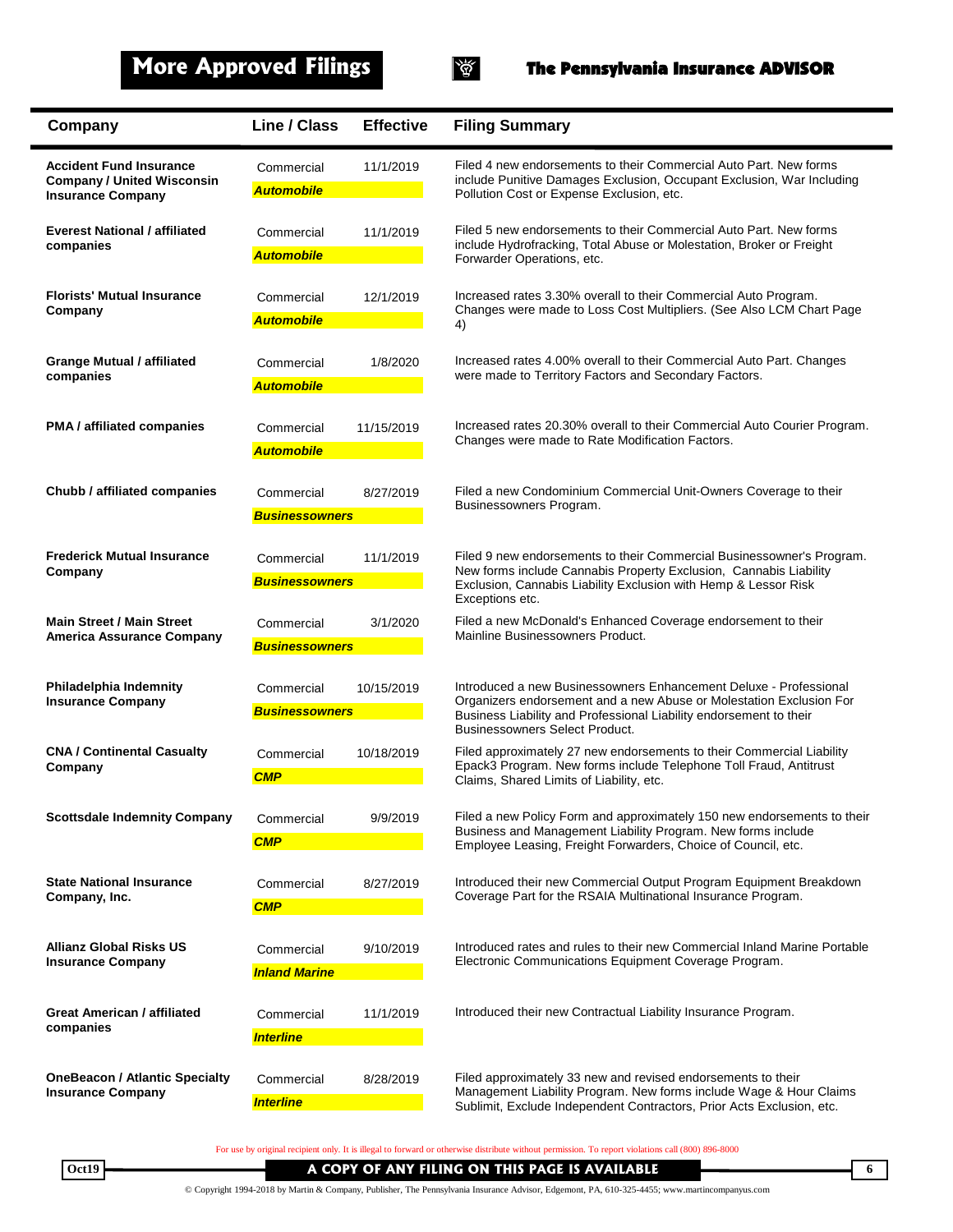# More Approved Filings

| Company | Line / Class | Effective | Filing Summary |
|---|---|---|---|
| **Accident Fund Insurance Company / United Wisconsin Insurance Company** | Commercial ***Automobile*** | 11/1/2019 | Filed 4 new endorsements to their Commercial Auto Part. New forms include Punitive Damages Exclusion, Occupant Exclusion, War Including Pollution Cost or Expense Exclusion, etc. |
| **Everest National / affiliated companies** | Commercial ***Automobile*** | 11/1/2019 | Filed 5 new endorsements to their Commercial Auto Part. New forms include Hydrofracking, Total Abuse or Molestation, Broker or Freight Forwarder Operations, etc. |
| **Florists' Mutual Insurance Company** | Commercial ***Automobile*** | 12/1/2019 | Increased rates 3.30% overall to their Commercial Auto Program. Changes were made to Loss Cost Multipliers. (See Also LCM Chart Page 4) |
| **Grange Mutual / affiliated companies** | Commercial ***Automobile*** | 1/8/2020 | Increased rates 4.00% overall to their Commercial Auto Part. Changes were made to Territory Factors and Secondary Factors. |
| **PMA / affiliated companies** | Commercial ***Automobile*** | 11/15/2019 | Increased rates 20.30% overall to their Commercial Auto Courier Program. Changes were made to Rate Modification Factors. |
| **Chubb / affiliated companies** | Commercial ***Businessowners*** | 8/27/2019 | Filed a new Condominium Commercial Unit-Owners Coverage to their Businessowners Program. |
| **Frederick Mutual Insurance Company** | Commercial ***Businessowners*** | 11/1/2019 | Filed 9 new endorsements to their Commercial Businessowner's Program. New forms include Cannabis Property Exclusion, Cannabis Liability Exclusion, Cannabis Liability Exclusion with Hemp & Lessor Risk Exceptions etc. |
| **Main Street / Main Street America Assurance Company** | Commercial ***Businessowners*** | 3/1/2020 | Filed a new McDonald's Enhanced Coverage endorsement to their Mainline Businessowners Product. |
| **Philadelphia Indemnity Insurance Company** | Commercial ***Businessowners*** | 10/15/2019 | Introduced a new Businessowners Enhancement Deluxe - Professional Organizers endorsement and a new Abuse or Molestation Exclusion For Business Liability and Professional Liability endorsement to their Businessowners Select Product. |
| **CNA / Continental Casualty Company** | Commercial ***CMP*** | 10/18/2019 | Filed approximately 27 new endorsements to their Commercial Liability Epack3 Program. New forms include Telephone Toll Fraud, Antitrust Claims, Shared Limits of Liability, etc. |
| **Scottsdale Indemnity Company** | Commercial ***CMP*** | 9/9/2019 | Filed a new Policy Form and approximately 150 new endorsements to their Business and Management Liability Program. New forms include Employee Leasing, Freight Forwarders, Choice of Council, etc. |
| **State National Insurance Company, Inc.** | Commercial ***CMP*** | 8/27/2019 | Introduced their new Commercial Output Program Equipment Breakdown Coverage Part for the RSAIA Multinational Insurance Program. |
| **Allianz Global Risks US Insurance Company** | Commercial ***Inland Marine*** | 9/10/2019 | Introduced rates and rules to their new Commercial Inland Marine Portable Electronic Communications Equipment Coverage Program. |
| **Great American / affiliated companies** | Commercial ***Interline*** | 11/1/2019 | Introduced their new Contractual Liability Insurance Program. |
| **OneBeacon / Atlantic Specialty Insurance Company** | Commercial ***Interline*** | 8/28/2019 | Filed approximately 33 new and revised endorsements to their Management Liability Program. New forms include Wage & Hour Claims Sublimit, Exclude Independent Contractors, Prior Acts Exclusion, etc. |

For use by original recipient only. It is illegal to forward or otherwise distribute without permission. To report violations call (800) 896-8000

**A COPY OF ANY FILING ON THIS PAGE IS AVAILABLE**

© Copyright 1994-2018 by Martin & Company, Publisher, The Pennsylvania Insurance Advisor, Edgemont, PA, 610-325-4455; www.martincompanyus.com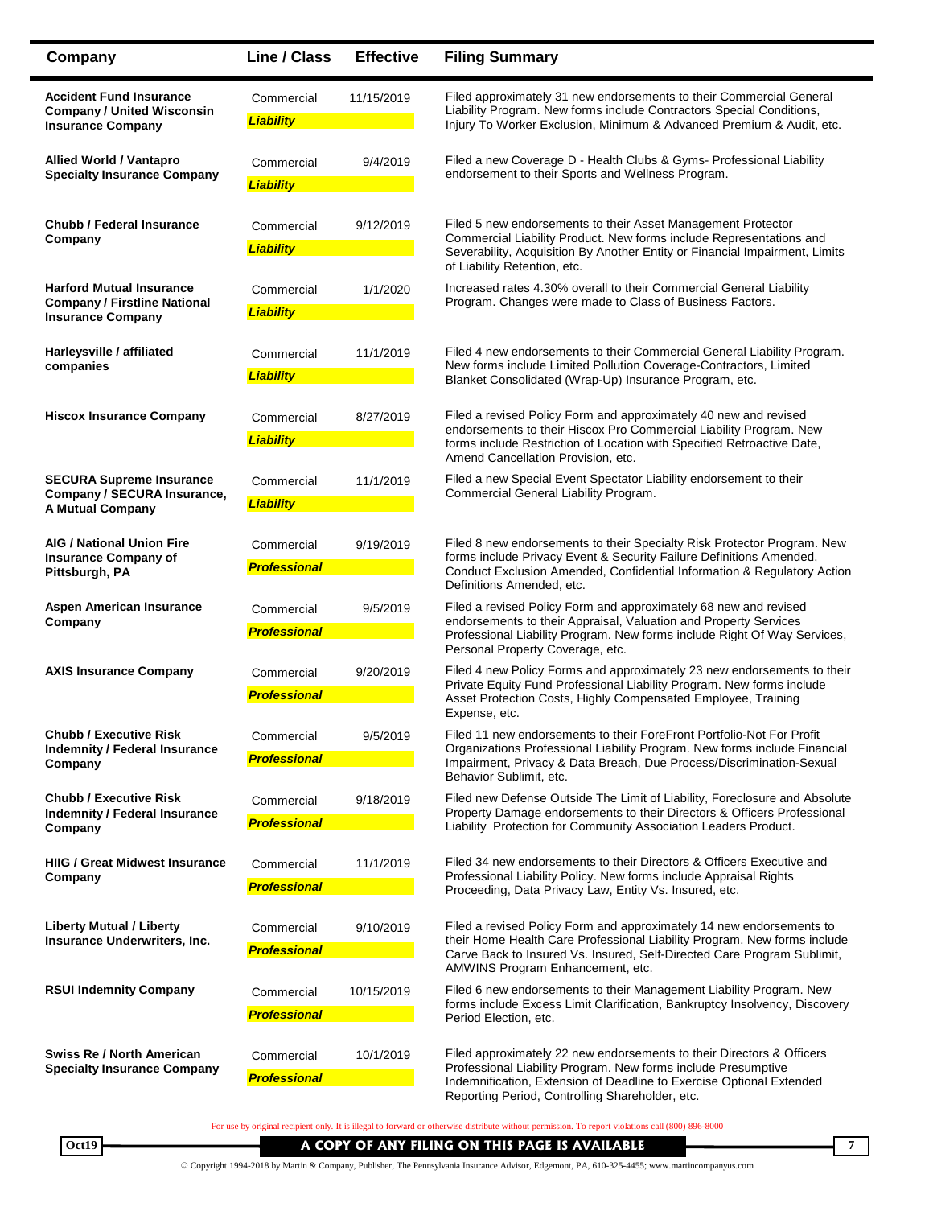| Company | Line / Class | Effective | Filing Summary |
| --- | --- | --- | --- |
| **Accident Fund Insurance Company / United Wisconsin Insurance Company** | Commercial ***Liability*** | 11/15/2019 | Filed approximately 31 new endorsements to their Commercial General Liability Program. New forms include Contractors Special Conditions, Injury To Worker Exclusion, Minimum & Advanced Premium & Audit, etc. |
| **Allied World / Vantapro Specialty Insurance Company** | Commercial ***Liability*** | 9/4/2019 | Filed a new Coverage D - Health Clubs & Gyms- Professional Liability endorsement to their Sports and Wellness Program. |
| **Chubb / Federal Insurance Company** | Commercial ***Liability*** | 9/12/2019 | Filed 5 new endorsements to their Asset Management Protector Commercial Liability Product. New forms include Representations and Severability, Acquisition By Another Entity or Financial Impairment, Limits of Liability Retention, etc. |
| **Harford Mutual Insurance Company / Firstline National Insurance Company** | Commercial ***Liability*** | 1/1/2020 | Increased rates 4.30% overall to their Commercial General Liability Program. Changes were made to Class of Business Factors. |
| **Harleysville / affiliated companies** | Commercial ***Liability*** | 11/1/2019 | Filed 4 new endorsements to their Commercial General Liability Program. New forms include Limited Pollution Coverage-Contractors, Limited Blanket Consolidated (Wrap-Up) Insurance Program, etc. |
| **Hiscox Insurance Company** | Commercial ***Liability*** | 8/27/2019 | Filed a revised Policy Form and approximately 40 new and revised endorsements to their Hiscox Pro Commercial Liability Program. New forms include Restriction of Location with Specified Retroactive Date, Amend Cancellation Provision, etc. |
| **SECURA Supreme Insurance Company / SECURA Insurance, A Mutual Company** | Commercial ***Liability*** | 11/1/2019 | Filed a new Special Event Spectator Liability endorsement to their Commercial General Liability Program. |
| **AIG / National Union Fire Insurance Company of Pittsburgh, PA** | Commercial ***Professional*** | 9/19/2019 | Filed 8 new endorsements to their Specialty Risk Protector Program. New forms include Privacy Event & Security Failure Definitions Amended, Conduct Exclusion Amended, Confidential Information & Regulatory Action Definitions Amended, etc. |
| **Aspen American Insurance Company** | Commercial ***Professional*** | 9/5/2019 | Filed a revised Policy Form and approximately 68 new and revised endorsements to their Appraisal, Valuation and Property Services Professional Liability Program. New forms include Right Of Way Services, Personal Property Coverage, etc. |
| **AXIS Insurance Company** | Commercial ***Professional*** | 9/20/2019 | Filed 4 new Policy Forms and approximately 23 new endorsements to their Private Equity Fund Professional Liability Program. New forms include Asset Protection Costs, Highly Compensated Employee, Training Expense, etc. |
| **Chubb / Executive Risk Indemnity / Federal Insurance Company** | Commercial ***Professional*** | 9/5/2019 | Filed 11 new endorsements to their ForeFront Portfolio-Not For Profit Organizations Professional Liability Program. New forms include Financial Impairment, Privacy & Data Breach, Due Process/Discrimination-Sexual Behavior Sublimit, etc. |
| **Chubb / Executive Risk Indemnity / Federal Insurance Company** | Commercial ***Professional*** | 9/18/2019 | Filed new Defense Outside The Limit of Liability, Foreclosure and Absolute Property Damage endorsements to their Directors & Officers Professional Liability Protection for Community Association Leaders Product. |
| **HIIG / Great Midwest Insurance Company** | Commercial ***Professional*** | 11/1/2019 | Filed 34 new endorsements to their Directors & Officers Executive and Professional Liability Policy. New forms include Appraisal Rights Proceeding, Data Privacy Law, Entity Vs. Insured, etc. |
| **Liberty Mutual / Liberty Insurance Underwriters, Inc.** | Commercial ***Professional*** | 9/10/2019 | Filed a revised Policy Form and approximately 14 new endorsements to their Home Health Care Professional Liability Program. New forms include Carve Back to Insured Vs. Insured, Self-Directed Care Program Sublimit, AMWINS Program Enhancement, etc. |
| **RSUI Indemnity Company** | Commercial ***Professional*** | 10/15/2019 | Filed 6 new endorsements to their Management Liability Program. New forms include Excess Limit Clarification, Bankruptcy Insolvency, Discovery Period Election, etc. |
| **Swiss Re / North American Specialty Insurance Company** | Commercial ***Professional*** | 10/1/2019 | Filed approximately 22 new endorsements to their Directors & Officers Professional Liability Program. New forms include Presumptive Indemnification, Extension of Deadline to Exercise Optional Extended Reporting Period, Controlling Shareholder, etc. |

For use by original recipient only. It is illegal to forward or otherwise distribute without permission. To report violations call (800) 896-8000

**A COPY OF ANY FILING ON THIS PAGE IS AVAILABLE**

© Copyright 1994-2018 by Martin & Company, Publisher, The Pennsylvania Insurance Advisor, Edgemont, PA, 610-325-4455; www.martincompanyus.com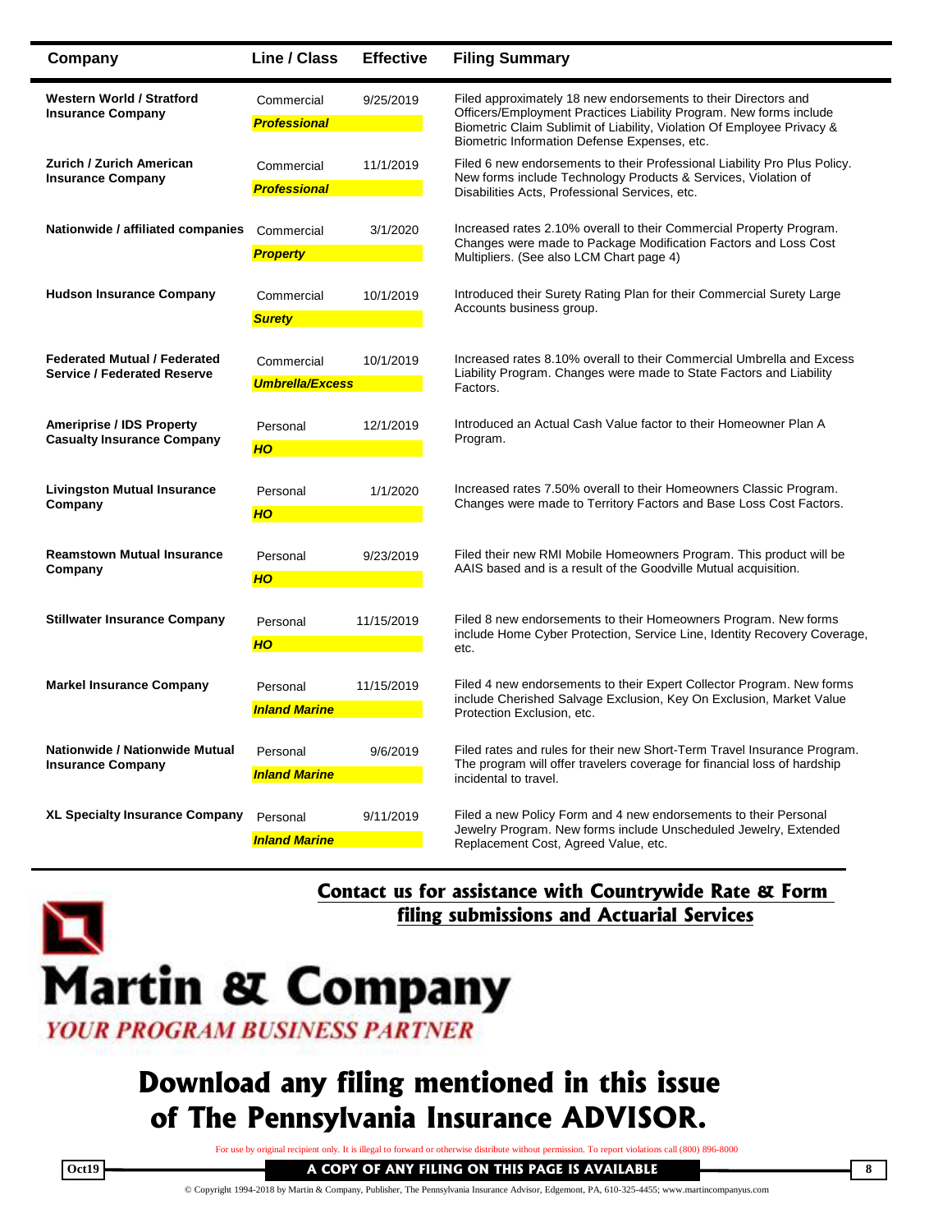| Company | Line / Class | Effective | Filing Summary |
|---|---|---|---|
| **Western World / Stratford Insurance Company** | Commercial ***Professional*** | 9/25/2019 | Filed approximately 18 new endorsements to their Directors and Officers/Employment Practices Liability Program. New forms include Biometric Claim Sublimit of Liability, Violation Of Employee Privacy & Biometric Information Defense Expenses, etc. |
| **Zurich / Zurich American Insurance Company** | Commercial ***Professional*** | 11/1/2019 | Filed 6 new endorsements to their Professional Liability Pro Plus Policy. New forms include Technology Products & Services, Violation of Disabilities Acts, Professional Services, etc. |
| **Nationwide / affiliated companies** | Commercial ***Property*** | 3/1/2020 | Increased rates 2.10% overall to their Commercial Property Program. Changes were made to Package Modification Factors and Loss Cost Multipliers. (See also LCM Chart page 4) |
| **Hudson Insurance Company** | Commercial ***Surety*** | 10/1/2019 | Introduced their Surety Rating Plan for their Commercial Surety Large Accounts business group. |
| **Federated Mutual / Federated Service / Federated Reserve** | Commercial ***Umbrella/Excess*** | 10/1/2019 | Increased rates 8.10% overall to their Commercial Umbrella and Excess Liability Program. Changes were made to State Factors and Liability Factors. |
| **Ameriprise / IDS Property Casualty Insurance Company** | Personal ***HO*** | 12/1/2019 | Introduced an Actual Cash Value factor to their Homeowner Plan A Program. |
| **Livingston Mutual Insurance Company** | Personal ***HO*** | 1/1/2020 | Increased rates 7.50% overall to their Homeowners Classic Program. Changes were made to Territory Factors and Base Loss Cost Factors. |
| **Reamstown Mutual Insurance Company** | Personal ***HO*** | 9/23/2019 | Filed their new RMI Mobile Homeowners Program. This product will be AAIS based and is a result of the Goodville Mutual acquisition. |
| **Stillwater Insurance Company** | Personal ***HO*** | 11/15/2019 | Filed 8 new endorsements to their Homeowners Program. New forms include Home Cyber Protection, Service Line, Identity Recovery Coverage, etc. |
| **Markel Insurance Company** | Personal ***Inland Marine*** | 11/15/2019 | Filed 4 new endorsements to their Expert Collector Program. New forms include Cherished Salvage Exclusion, Key On Exclusion, Market Value Protection Exclusion, etc. |
| **Nationwide / Nationwide Mutual Insurance Company** | Personal ***Inland Marine*** | 9/6/2019 | Filed rates and rules for their new Short-Term Travel Insurance Program. The program will offer travelers coverage for financial loss of hardship incidental to travel. |
| **XL Specialty Insurance Company** | Personal ***Inland Marine*** | 9/11/2019 | Filed a new Policy Form and 4 new endorsements to their Personal Jewelry Program. New forms include Unscheduled Jewelry, Extended Replacement Cost, Agreed Value, etc. |

**Contact us for assistance with Countrywide Rate & Form filing submissions and Actuarial Services**

# Martin & Company

*YOUR PROGRAM BUSINESS PARTNER*

## Download any filing mentioned in this issue of The Pennsylvania Insurance ADVISOR.

For use by original recipient only. It is illegal to forward or otherwise distribute without permission. To report violations call (800) 896-8000

**A COPY OF ANY FILING ON THIS PAGE IS AVAILABLE**